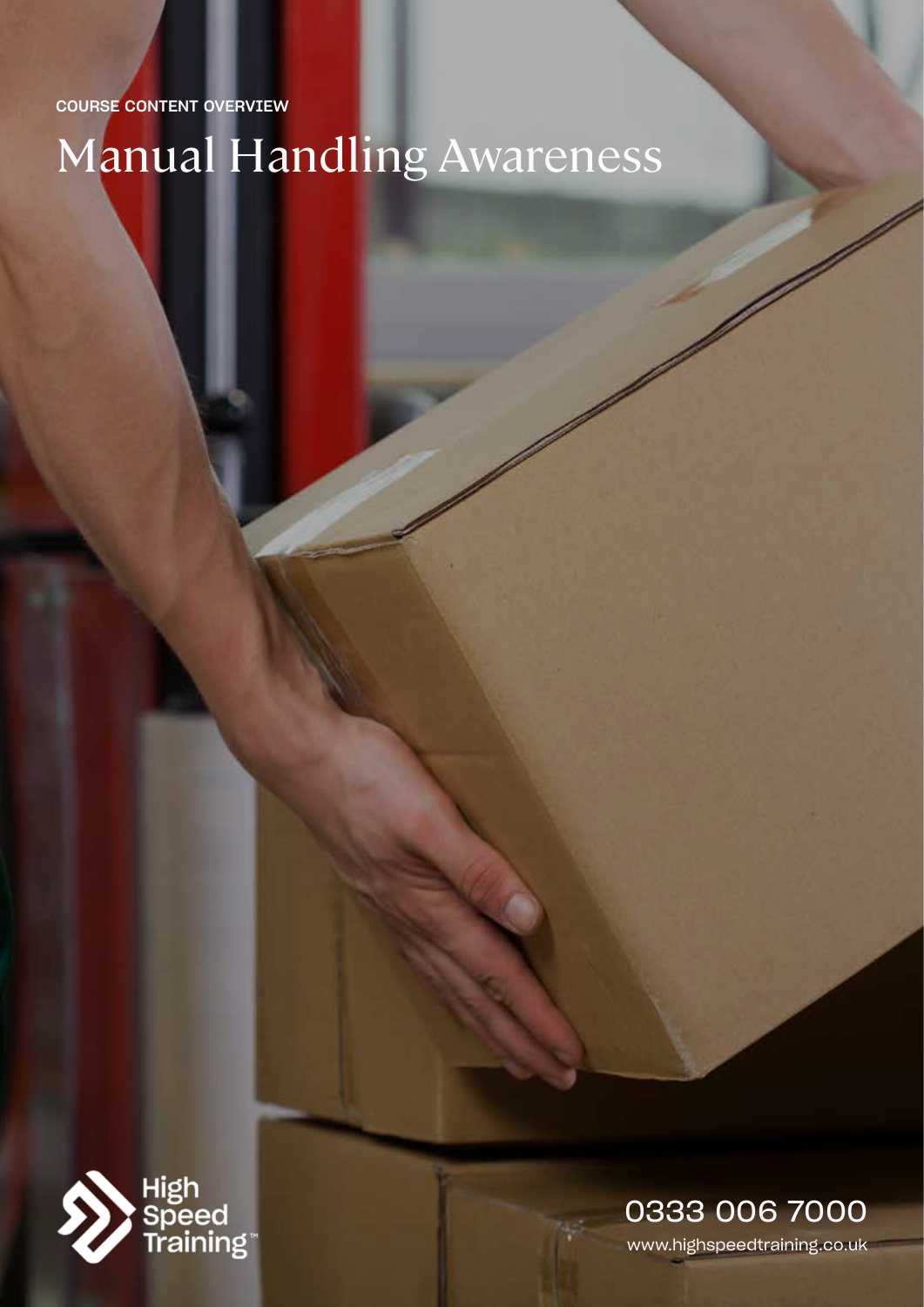COURSE CONTENT OVERVIEW

# Manual Handling Awareness

High Speed Training™

0333 006 7000

www.highspeedtraining.co.uk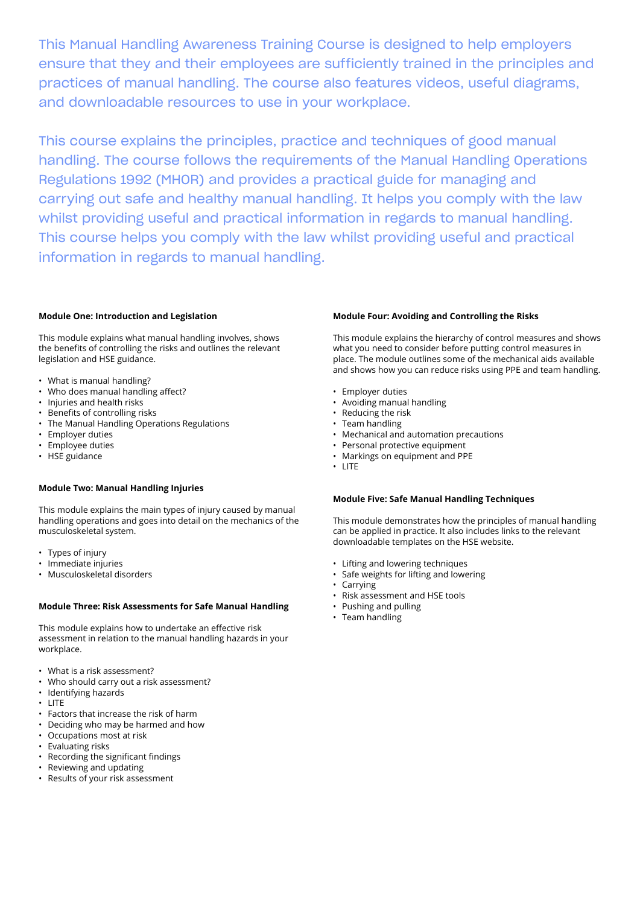This Manual Handling Awareness Training Course is designed to help employers ensure that they and their employees are sufficiently trained in the principles and practices of manual handling. The course also features videos, useful diagrams, and downloadable resources to use in your workplace.

This course explains the principles, practice and techniques of good manual handling. The course follows the requirements of the Manual Handling Operations Regulations 1992 (MHOR) and provides a practical guide for managing and carrying out safe and healthy manual handling. It helps you comply with the law whilst providing useful and practical information in regards to manual handling. This course helps you comply with the law whilst providing useful and practical information in regards to manual handling.

**Module One: Introduction and Legislation**

This module explains what manual handling involves, shows the benefits of controlling the risks and outlines the relevant legislation and HSE guidance.

- What is manual handling?
- Who does manual handling affect?
- Injuries and health risks
- Benefits of controlling risks
- The Manual Handling Operations Regulations
- Employer duties
- Employee duties
- HSE guidance

**Module Two: Manual Handling Injuries**

This module explains the main types of injury caused by manual handling operations and goes into detail on the mechanics of the musculoskeletal system.

- Types of injury
- Immediate injuries
- Musculoskeletal disorders

**Module Three: Risk Assessments for Safe Manual Handling**

This module explains how to undertake an effective risk assessment in relation to the manual handling hazards in your workplace.

- What is a risk assessment?
- Who should carry out a risk assessment?
- Identifying hazards
- LITE
- Factors that increase the risk of harm
- Deciding who may be harmed and how
- Occupations most at risk
- Evaluating risks
- Recording the significant findings
- Reviewing and updating
- Results of your risk assessment

**Module Four: Avoiding and Controlling the Risks**

This module explains the hierarchy of control measures and shows what you need to consider before putting control measures in place. The module outlines some of the mechanical aids available and shows how you can reduce risks using PPE and team handling.

- Employer duties
- Avoiding manual handling
- Reducing the risk
- Team handling
- Mechanical and automation precautions
- Personal protective equipment
- Markings on equipment and PPE
- LITE

**Module Five: Safe Manual Handling Techniques**

This module demonstrates how the principles of manual handling can be applied in practice. It also includes links to the relevant downloadable templates on the HSE website.

- Lifting and lowering techniques
- Safe weights for lifting and lowering
- Carrying
- Risk assessment and HSE tools
- Pushing and pulling
- Team handling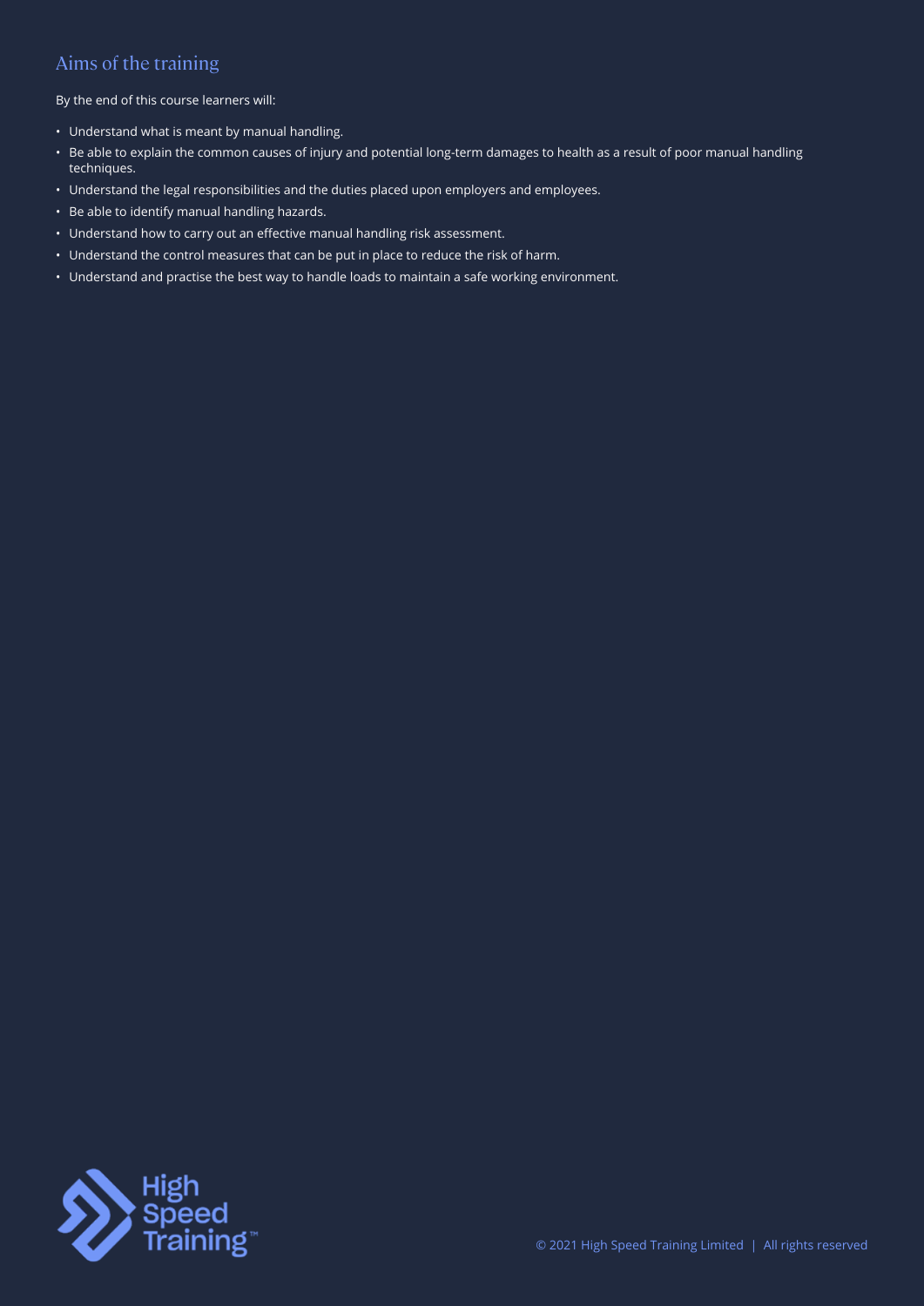## Aims of the training

By the end of this course learners will:

- Understand what is meant by manual handling.
- Be able to explain the common causes of injury and potential long-term damages to health as a result of poor manual handling techniques.
- Understand the legal responsibilities and the duties placed upon employers and employees.
- Be able to identify manual handling hazards.
- Understand how to carry out an effective manual handling risk assessment.
- Understand the control measures that can be put in place to reduce the risk of harm.
- Understand and practise the best way to handle loads to maintain a safe working environment.

High Speed Training™

© 2021 High Speed Training Limited | All rights reserved